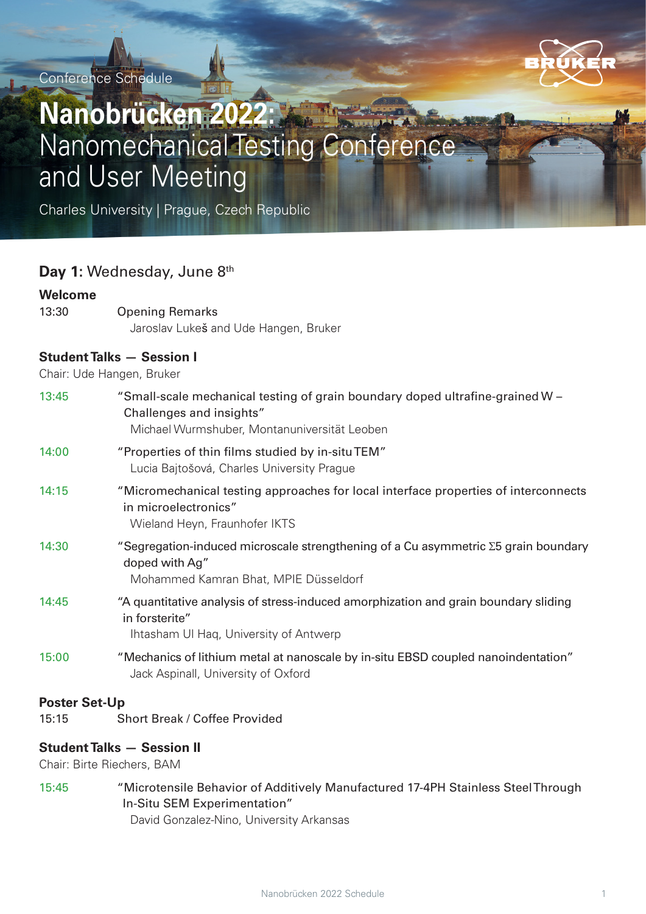Conference Schedule

# **Nanobrücken 2022:** Nanomechanical Testing Conference and User Meeting

Charles University | Prague, Czech Republic

## **Day 1:** Wednesday, June 8th

### Welcome

13:30 Opening Remarks
Jaroslav Lukeš and Ude Hangen, Bruker

### Student Talks — Session I

Chair: Ude Hangen, Bruker

13:45 "Small-scale mechanical testing of grain boundary doped ultrafine-grained W – Challenges and insights"
Michael Wurmshuber, Montanuniversität Leoben

14:00 "Properties of thin films studied by in-situ TEM"
Lucia Bajtošová, Charles University Prague

14:15 "Micromechanical testing approaches for local interface properties of interconnects in microelectronics"
Wieland Heyn, Fraunhofer IKTS

14:30 "Segregation-induced microscale strengthening of a Cu asymmetric Σ5 grain boundary doped with Ag"
Mohammed Kamran Bhat, MPIE Düsseldorf

14:45 "A quantitative analysis of stress-induced amorphization and grain boundary sliding in forsterite"
Ihtasham Ul Haq, University of Antwerp

15:00 "Mechanics of lithium metal at nanoscale by in-situ EBSD coupled nanoindentation"
Jack Aspinall, University of Oxford

### Poster Set-Up

15:15 Short Break / Coffee Provided

### Student Talks — Session II

Chair: Birte Riechers, BAM

15:45 "Microtensile Behavior of Additively Manufactured 17-4PH Stainless Steel Through In-Situ SEM Experimentation"
David Gonzalez-Nino, University Arkansas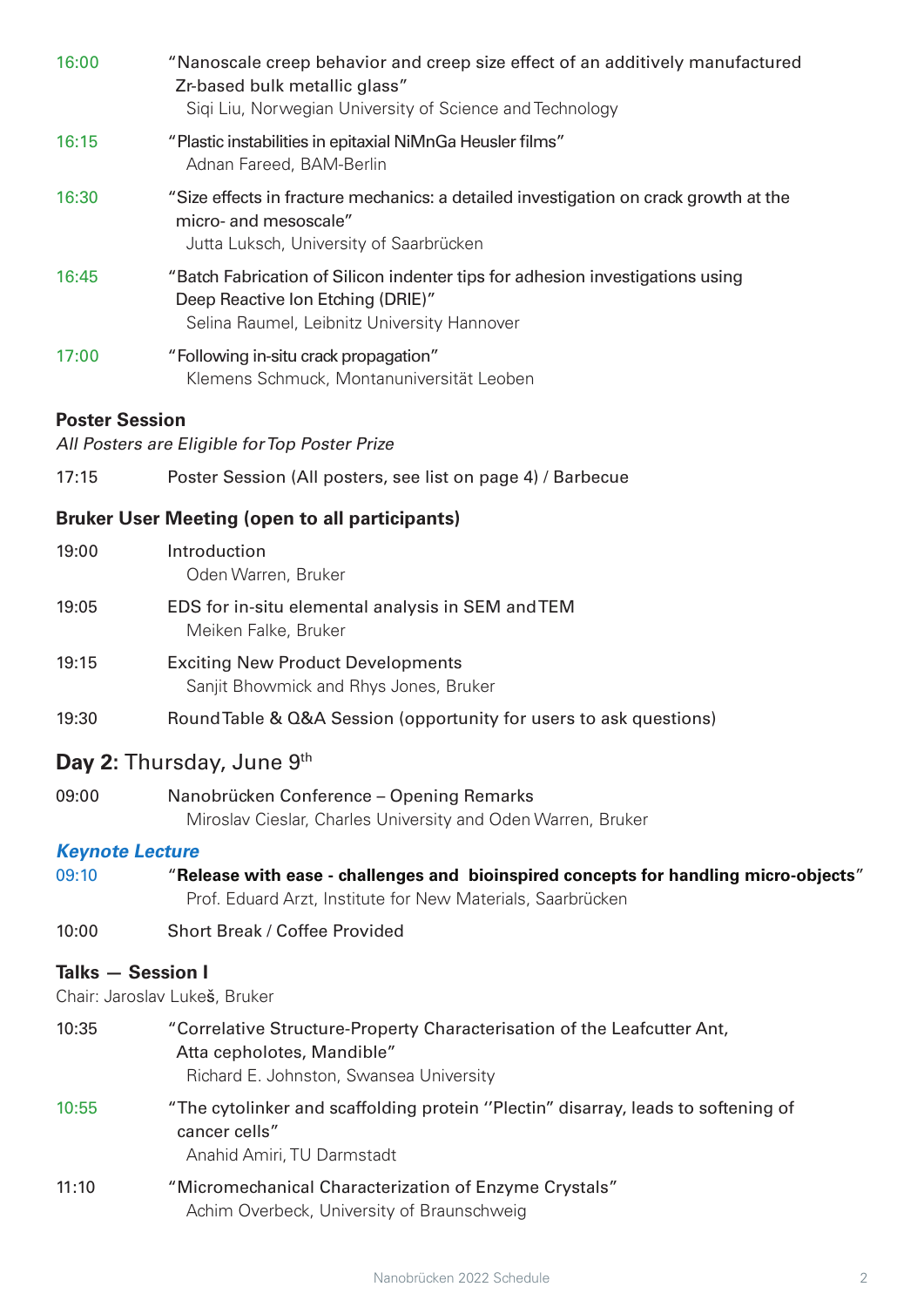16:00 "Nanoscale creep behavior and creep size effect of an additively manufactured Zr-based bulk metallic glass"
Siqi Liu, Norwegian University of Science and Technology

16:15 "Plastic instabilities in epitaxial NiMnGa Heusler films"
Adnan Fareed, BAM-Berlin

16:30 "Size effects in fracture mechanics: a detailed investigation on crack growth at the micro- and mesoscale"
Jutta Luksch, University of Saarbrücken

16:45 "Batch Fabrication of Silicon indenter tips for adhesion investigations using Deep Reactive Ion Etching (DRIE)"
Selina Raumel, Leibnitz University Hannover

17:00 "Following in-situ crack propagation"
Klemens Schmuck, Montanuniversität Leoben

### Poster Session

*All Posters are Eligible for Top Poster Prize*

17:15 Poster Session (All posters, see list on page 4) / Barbecue

### Bruker User Meeting (open to all participants)

19:00 Introduction
Oden Warren, Bruker

19:05 EDS for in-situ elemental analysis in SEM and TEM
Meiken Falke, Bruker

19:15 Exciting New Product Developments
Sanjit Bhowmick and Rhys Jones, Bruker

19:30 Round Table & Q&A Session (opportunity for users to ask questions)

## Day 2: Thursday, June 9th

09:00 Nanobrücken Conference – Opening Remarks
Miroslav Cieslar, Charles University and Oden Warren, Bruker

### *Keynote Lecture*

09:10 "**Release with ease - challenges and bioinspired concepts for handling micro-objects**"
Prof. Eduard Arzt, Institute for New Materials, Saarbrücken

10:00 Short Break / Coffee Provided

### Talks — Session I

Chair: Jaroslav Lukeš, Bruker

10:35 "Correlative Structure-Property Characterisation of the Leafcutter Ant, Atta cepholotes, Mandible"
Richard E. Johnston, Swansea University

10:55 "The cytolinker and scaffolding protein "Plectin" disarray, leads to softening of cancer cells"
Anahid Amiri, TU Darmstadt

11:10 "Micromechanical Characterization of Enzyme Crystals"
Achim Overbeck, University of Braunschweig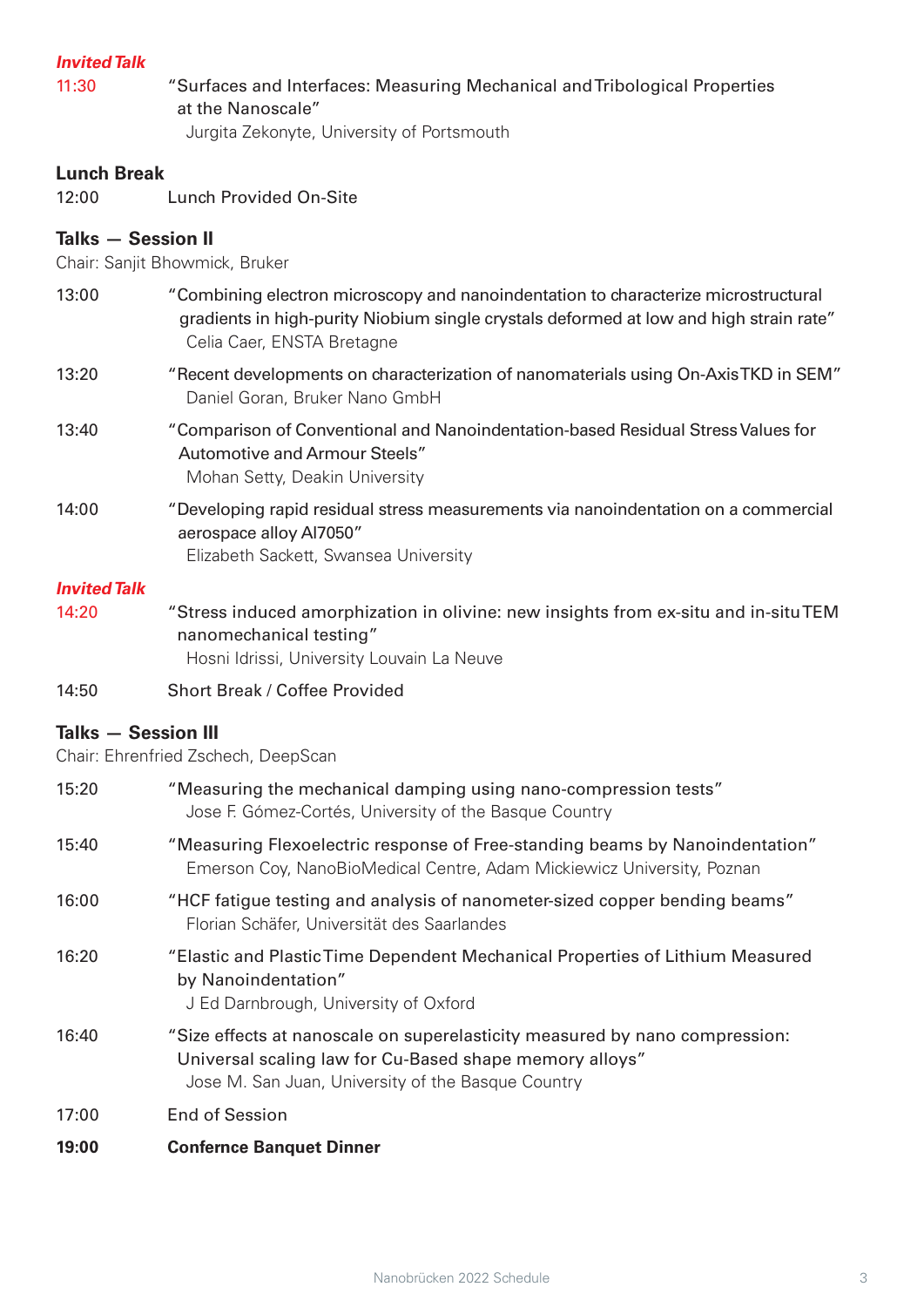*Invited Talk*

11:30 "Surfaces and Interfaces: Measuring Mechanical and Tribological Properties at the Nanoscale"
Jurgita Zekonyte, University of Portsmouth

**Lunch Break**

12:00 Lunch Provided On-Site

**Talks — Session II**

Chair: Sanjit Bhowmick, Bruker

13:00 "Combining electron microscopy and nanoindentation to characterize microstructural gradients in high-purity Niobium single crystals deformed at low and high strain rate"
Celia Caer, ENSTA Bretagne

13:20 "Recent developments on characterization of nanomaterials using On-Axis TKD in SEM"
Daniel Goran, Bruker Nano GmbH

13:40 "Comparison of Conventional and Nanoindentation-based Residual Stress Values for Automotive and Armour Steels"
Mohan Setty, Deakin University

14:00 "Developing rapid residual stress measurements via nanoindentation on a commercial aerospace alloy Al7050"
Elizabeth Sackett, Swansea University

*Invited Talk*

14:20 "Stress induced amorphization in olivine: new insights from ex-situ and in-situ TEM nanomechanical testing"
Hosni Idrissi, University Louvain La Neuve

14:50 Short Break / Coffee Provided

**Talks — Session III**

Chair: Ehrenfried Zschech, DeepScan

15:20 "Measuring the mechanical damping using nano-compression tests"
Jose F. Gómez-Cortés, University of the Basque Country

15:40 "Measuring Flexoelectric response of Free-standing beams by Nanoindentation"
Emerson Coy, NanoBioMedical Centre, Adam Mickiewicz University, Poznan

16:00 "HCF fatigue testing and analysis of nanometer-sized copper bending beams"
Florian Schäfer, Universität des Saarlandes

16:20 "Elastic and Plastic Time Dependent Mechanical Properties of Lithium Measured by Nanoindentation"
J Ed Darnbrough, University of Oxford

16:40 "Size effects at nanoscale on superelasticity measured by nano compression: Universal scaling law for Cu-Based shape memory alloys"
Jose M. San Juan, University of the Basque Country

17:00 End of Session

**19:00 Confernce Banquet Dinner**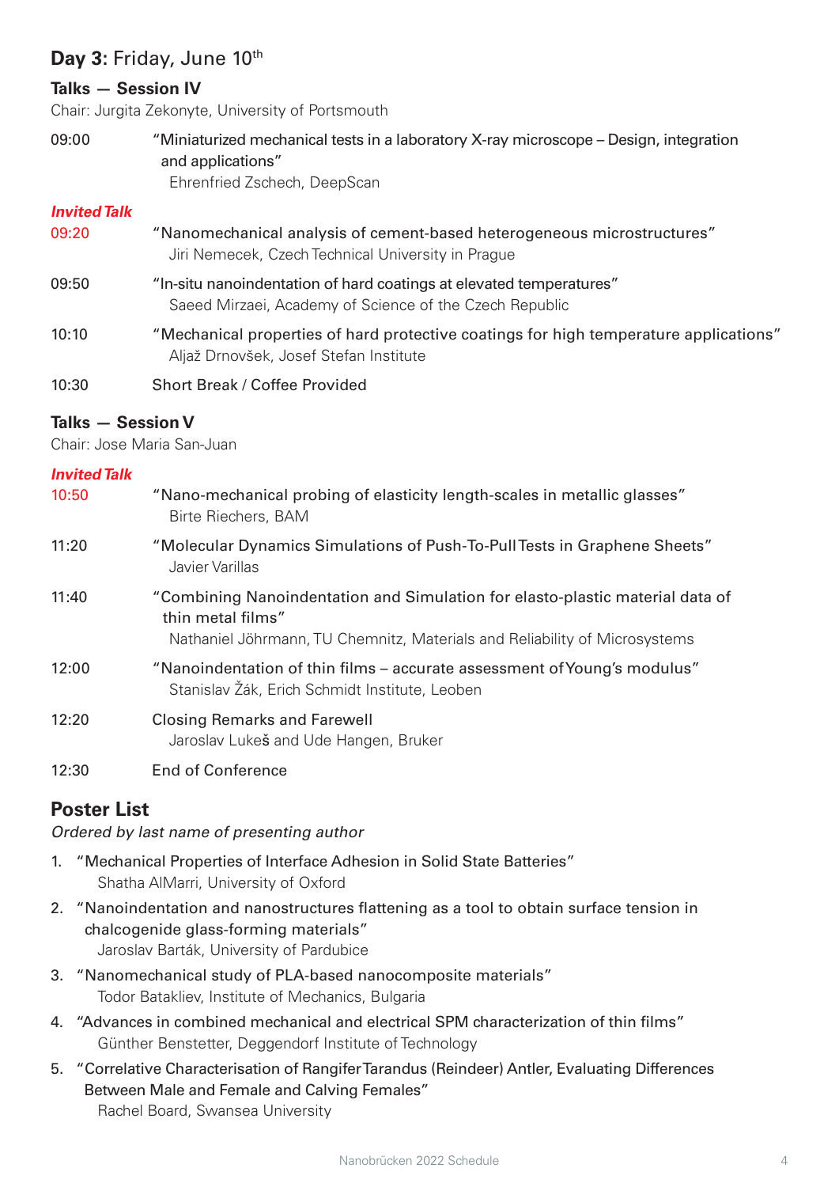## **Day 3:** Friday, June 10th

### Talks — Session IV

Chair: Jurgita Zekonyte, University of Portsmouth

09:00 "Miniaturized mechanical tests in a laboratory X-ray microscope – Design, integration and applications"
Ehrenfried Zschech, DeepScan

***Invited Talk***

09:20 "Nanomechanical analysis of cement-based heterogeneous microstructures"
Jiri Nemecek, Czech Technical University in Prague

09:50 "In-situ nanoindentation of hard coatings at elevated temperatures"
Saeed Mirzaei, Academy of Science of the Czech Republic

10:10 "Mechanical properties of hard protective coatings for high temperature applications"
Aljaž Drnovšek, Josef Stefan Institute

10:30 Short Break / Coffee Provided

### Talks — Session V

Chair: Jose Maria San-Juan

***Invited Talk***

10:50 "Nano-mechanical probing of elasticity length-scales in metallic glasses"
Birte Riechers, BAM

11:20 "Molecular Dynamics Simulations of Push-To-Pull Tests in Graphene Sheets"
Javier Varillas

11:40 "Combining Nanoindentation and Simulation for elasto-plastic material data of thin metal films"
Nathaniel Jöhrmann, TU Chemnitz, Materials and Reliability of Microsystems

12:00 "Nanoindentation of thin films – accurate assessment of Young's modulus"
Stanislav Žák, Erich Schmidt Institute, Leoben

12:20 Closing Remarks and Farewell
Jaroslav Lukeš and Ude Hangen, Bruker

12:30 End of Conference

## Poster List

*Ordered by last name of presenting author*

1. "Mechanical Properties of Interface Adhesion in Solid State Batteries"
   Shatha AlMarri, University of Oxford
2. "Nanoindentation and nanostructures flattening as a tool to obtain surface tension in chalcogenide glass-forming materials"
   Jaroslav Barták, University of Pardubice
3. "Nanomechanical study of PLA-based nanocomposite materials"
   Todor Batakliev, Institute of Mechanics, Bulgaria
4. "Advances in combined mechanical and electrical SPM characterization of thin films"
   Günther Benstetter, Deggendorf Institute of Technology
5. "Correlative Characterisation of Rangifer Tarandus (Reindeer) Antler, Evaluating Differences Between Male and Female and Calving Females"
   Rachel Board, Swansea University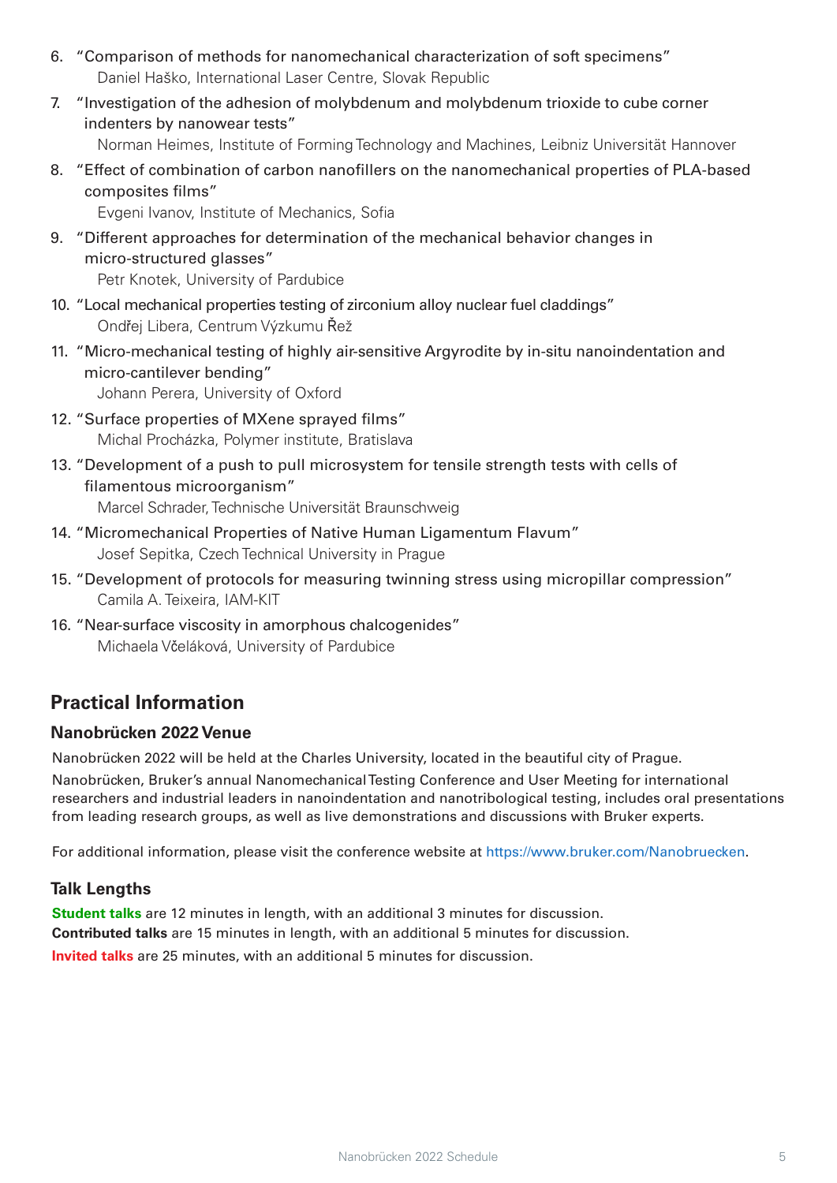6. "Comparison of methods for nanomechanical characterization of soft specimens"
   Daniel Haško, International Laser Centre, Slovak Republic
7. "Investigation of the adhesion of molybdenum and molybdenum trioxide to cube corner indenters by nanowear tests"
   Norman Heimes, Institute of Forming Technology and Machines, Leibniz Universität Hannover
8. "Effect of combination of carbon nanofillers on the nanomechanical properties of PLA-based composites films"
   Evgeni Ivanov, Institute of Mechanics, Sofia
9. "Different approaches for determination of the mechanical behavior changes in micro-structured glasses"
   Petr Knotek, University of Pardubice
10. "Local mechanical properties testing of zirconium alloy nuclear fuel claddings"
    Ondřej Libera, Centrum Výzkumu Řež
11. "Micro-mechanical testing of highly air-sensitive Argyrodite by in-situ nanoindentation and micro-cantilever bending"
    Johann Perera, University of Oxford
12. "Surface properties of MXene sprayed films"
    Michal Procházka, Polymer institute, Bratislava
13. "Development of a push to pull microsystem for tensile strength tests with cells of filamentous microorganism"
    Marcel Schrader, Technische Universität Braunschweig
14. "Micromechanical Properties of Native Human Ligamentum Flavum"
    Josef Sepitka, Czech Technical University in Prague
15. "Development of protocols for measuring twinning stress using micropillar compression"
    Camila A. Teixeira, IAM-KIT
16. "Near-surface viscosity in amorphous chalcogenides"
    Michaela Včeláková, University of Pardubice

## Practical Information

### Nanobrücken 2022 Venue

Nanobrücken 2022 will be held at the Charles University, located in the beautiful city of Prague.

Nanobrücken, Bruker's annual Nanomechanical Testing Conference and User Meeting for international researchers and industrial leaders in nanoindentation and nanotribological testing, includes oral presentations from leading research groups, as well as live demonstrations and discussions with Bruker experts.

For additional information, please visit the conference website at https://www.bruker.com/Nanobruecken.

### Talk Lengths

**Student talks** are 12 minutes in length, with an additional 3 minutes for discussion.
**Contributed talks** are 15 minutes in length, with an additional 5 minutes for discussion.
**Invited talks** are 25 minutes, with an additional 5 minutes for discussion.